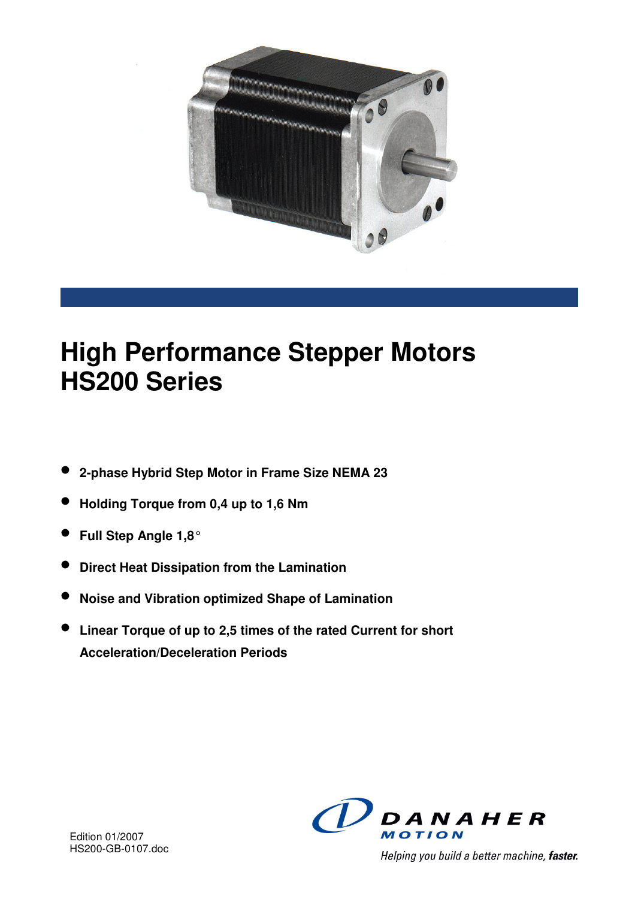# High Performance Stepper Motors HS200 Series

- **2-phase Hybrid Step Motor in Frame Size NEMA 23**
- **Holding Torque from 0,4 up to 1,6 Nm**
- **Full Step Angle 1,8°**
- **Direct Heat Dissipation from the Lamination**
- **Noise and Vibration optimized Shape of Lamination**
- **Linear Torque of up to 2,5 times of the rated Current for short Acceleration/Deceleration Periods**

Edition 01/2007
HS200-GB-0107.doc

DANAHER MOTION

*Helping you build a better machine, **faster.***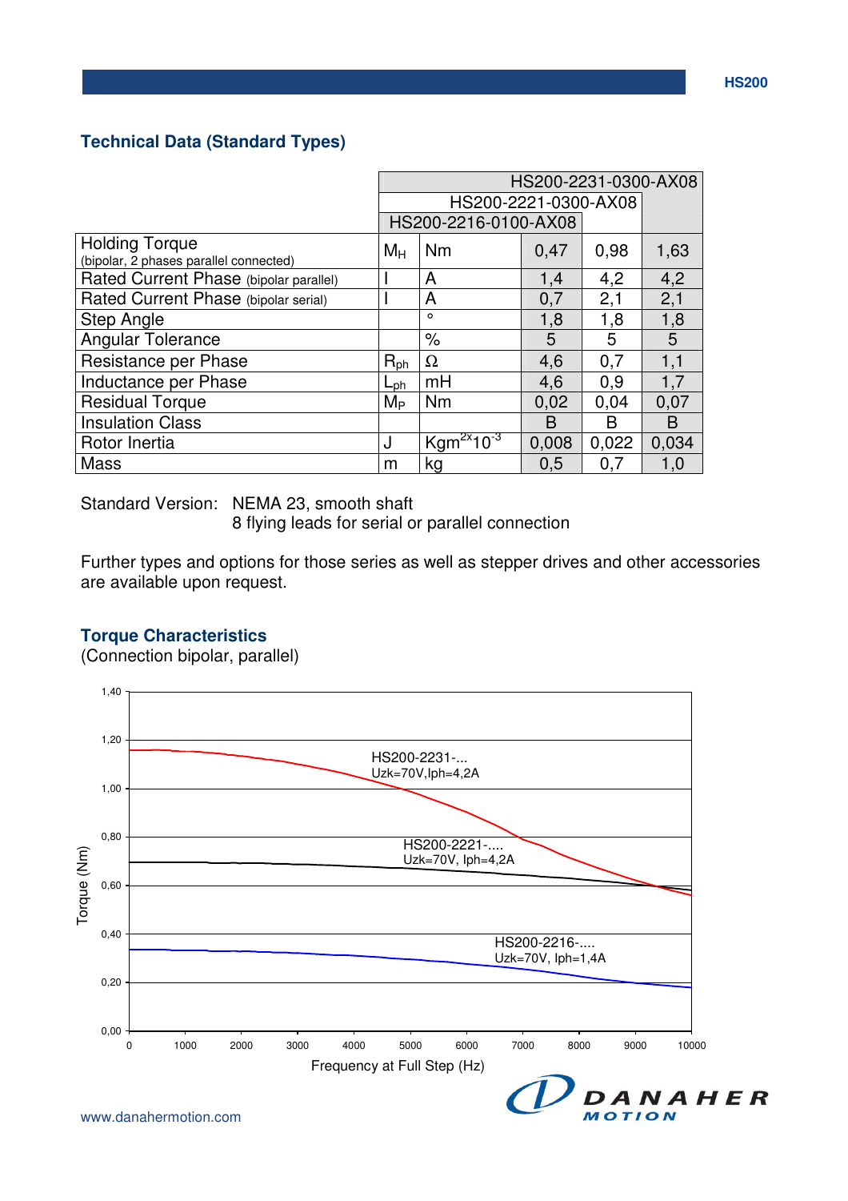## Technical Data (Standard Types)

| | | | HS200-2216-0100-AX08 | HS200-2221-0300-AX08 | HS200-2231-0300-AX08 |
|---|---|---|---|---|---|
| Holding Torque (bipolar, 2 phases parallel connected) | $M_H$ | Nm | 0,47 | 0,98 | 1,63 |
| Rated Current Phase (bipolar parallel) | I | A | 1,4 | 4,2 | 4,2 |
| Rated Current Phase (bipolar serial) | I | A | 0,7 | 2,1 | 2,1 |
| Step Angle | | ° | 1,8 | 1,8 | 1,8 |
| Angular Tolerance | | % | 5 | 5 | 5 |
| Resistance per Phase | $R_{ph}$ | Ω | 4,6 | 0,7 | 1,1 |
| Inductance per Phase | $L_{ph}$ | mH | 4,6 | 0,9 | 1,7 |
| Residual Torque | $M_P$ | Nm | 0,02 | 0,04 | 0,07 |
| Insulation Class | | | B | B | B |
| Rotor Inertia | J | $Kgm^{2}x10^{-3}$ | 0,008 | 0,022 | 0,034 |
| Mass | m | kg | 0,5 | 0,7 | 1,0 |

Standard Version: NEMA 23, smooth shaft
8 flying leads for serial or parallel connection

Further types and options for those series as well as stepper drives and other accessories are available upon request.

## Torque Characteristics

(Connection bipolar, parallel)

Torque (Nm) vs. Frequency at Full Step (Hz)

- HS200-2231-... Uzk=70V,Iph=4,2A
- HS200-2221-.... Uzk=70V, Iph=4,2A
- HS200-2216-.... Uzk=70V, Iph=1,4A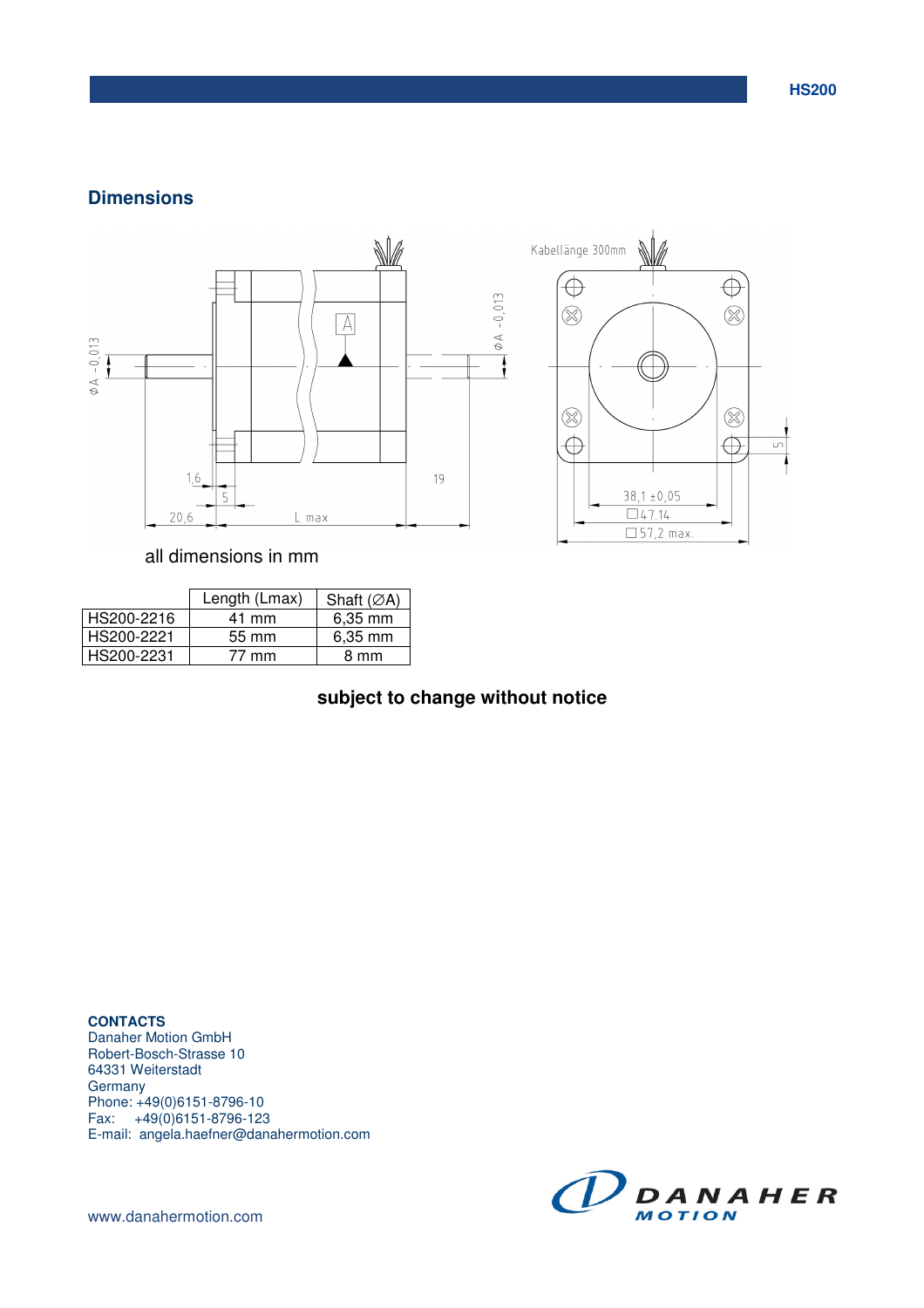## Dimensions

all dimensions in mm

| | Length (Lmax) | Shaft (∅A) |
|---|---|---|
| HS200-2216 | 41 mm | 6,35 mm |
| HS200-2221 | 55 mm | 6,35 mm |
| HS200-2231 | 77 mm | 8 mm |

**subject to change without notice**

**CONTACTS**
Danaher Motion GmbH
Robert-Bosch-Strasse 10
64331 Weiterstadt
Germany
Phone: +49(0)6151-8796-10
Fax: +49(0)6151-8796-123
E-mail: angela.haefner@danahermotion.com

www.danahermotion.com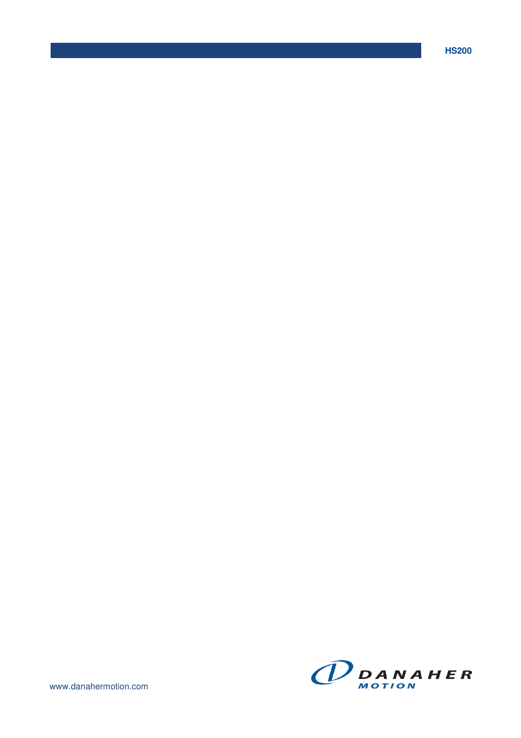www.danahermotion.com